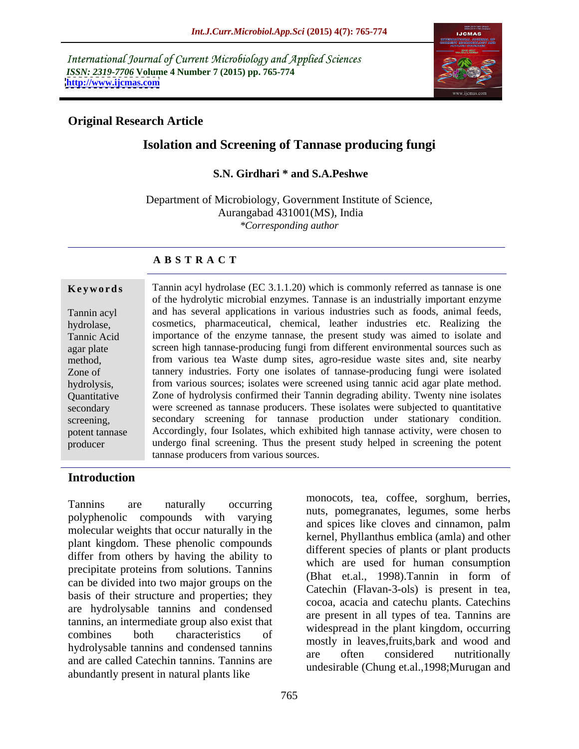International Journal of Current Microbiology and Applied Sciences
*ISSN: 2319-7706* **Volume 4 Number 7 (2015) pp. 765-774**
**http://www.ijcmas.com**

**Original Research Article**

# Isolation and Screening of Tannase producing fungi

**S.N. Girdhari \* and S.A.Peshwe**

Department of Microbiology, Government Institute of Science, Aurangabad 431001(MS), India
*\*Corresponding author*

## A B S T R A C T

**Keywords**

Tannin acyl hydrolase, Tannic Acid agar plate method, Zone of hydrolysis, Quantitative secondary screening, potent tannase producer

Tannin acyl hydrolase (EC 3.1.1.20) which is commonly referred as tannase is one of the hydrolytic microbial enzymes. Tannase is an industrially important enzyme and has several applications in various industries such as foods, animal feeds, cosmetics, pharmaceutical, chemical, leather industries etc. Realizing the importance of the enzyme tannase, the present study was aimed to isolate and screen high tannase-producing fungi from different environmental sources such as from various tea Waste dump sites, agro-residue waste sites and, site nearby tannery industries. Forty one isolates of tannase-producing fungi were isolated from various sources; isolates were screened using tannic acid agar plate method. Zone of hydrolysis confirmed their Tannin degrading ability. Twenty nine isolates were screened as tannase producers. These isolates were subjected to quantitative secondary screening for tannase production under stationary condition. Accordingly, four Isolates, which exhibited high tannase activity, were chosen to undergo final screening. Thus the present study helped in screening the potent tannase producers from various sources.

## Introduction

Tannins are naturally occurring polyphenolic compounds with varying molecular weights that occur naturally in the plant kingdom. These phenolic compounds differ from others by having the ability to precipitate proteins from solutions. Tannins can be divided into two major groups on the basis of their structure and properties; they are hydrolysable tannins and condensed tannins, an intermediate group also exist that combines both characteristics of hydrolysable tannins and condensed tannins and are called Catechin tannins. Tannins are abundantly present in natural plants like monocots, tea, coffee, sorghum, berries, nuts, pomegranates, legumes, some herbs and spices like cloves and cinnamon, palm kernel, Phyllanthus emblica (amla) and other different species of plants or plant products which are used for human consumption (Bhat et.al., 1998).Tannin in form of Catechin (Flavan-3-ols) is present in tea, cocoa, acacia and catechu plants. Catechins are present in all types of tea. Tannins are widespread in the plant kingdom, occurring mostly in leaves,fruits,bark and wood and are often considered nutritionally undesirable (Chung et.al.,1998;Murugan and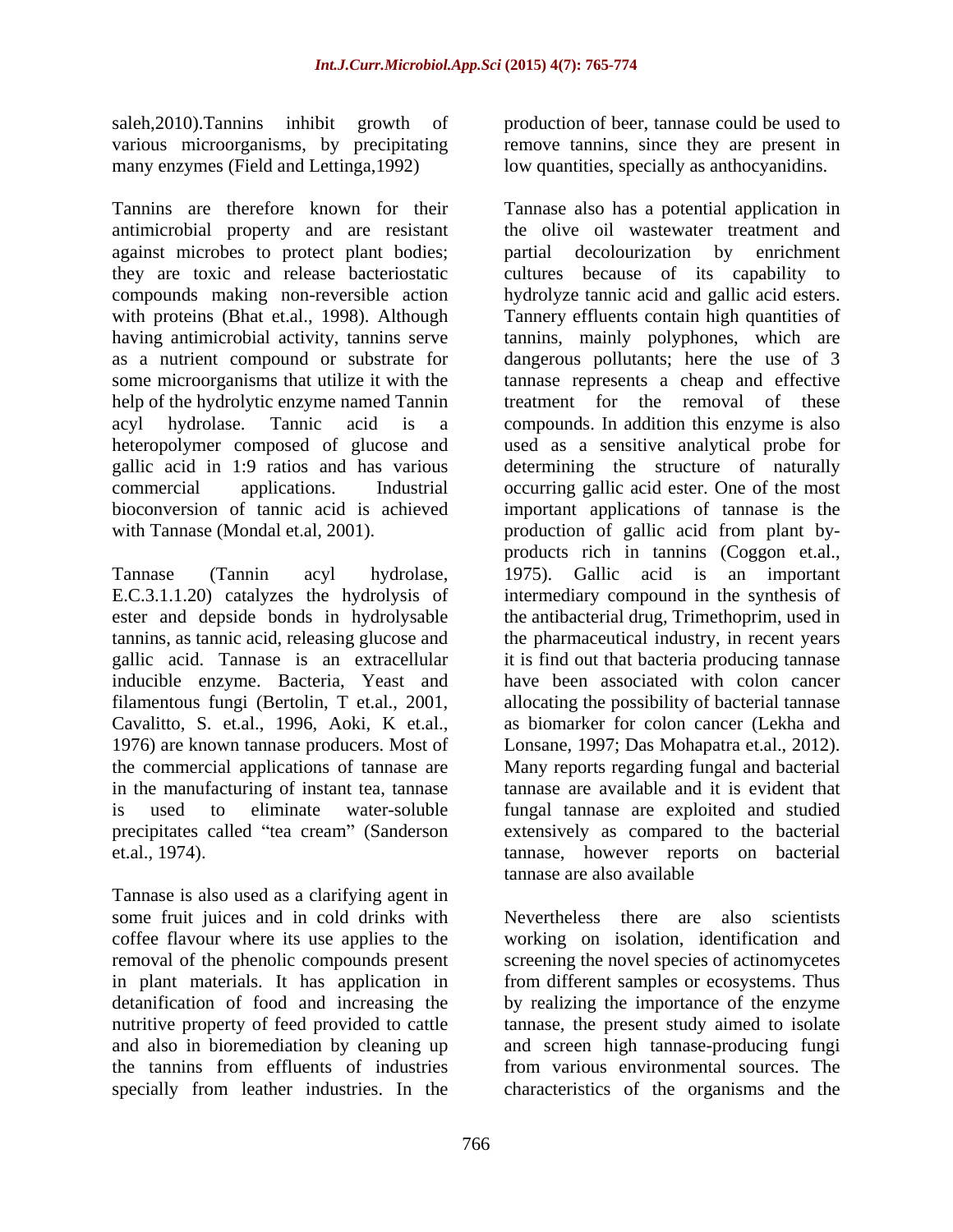saleh,2010).Tannins inhibit growth of various microorganisms, by precipitating many enzymes (Field and Lettinga,1992)

Tannins are therefore known for their antimicrobial property and are resistant against microbes to protect plant bodies; they are toxic and release bacteriostatic compounds making non-reversible action with proteins (Bhat et.al., 1998). Although having antimicrobial activity, tannins serve as a nutrient compound or substrate for some microorganisms that utilize it with the help of the hydrolytic enzyme named Tannin acyl hydrolase. Tannic acid is a heteropolymer composed of glucose and gallic acid in 1:9 ratios and has various commercial applications. Industrial bioconversion of tannic acid is achieved with Tannase (Mondal et.al, 2001).

Tannase (Tannin acyl hydrolase, E.C.3.1.1.20) catalyzes the hydrolysis of ester and depside bonds in hydrolysable tannins, as tannic acid, releasing glucose and gallic acid. Tannase is an extracellular inducible enzyme. Bacteria, Yeast and filamentous fungi (Bertolin, T et.al., 2001, Cavalitto, S. et.al., 1996, Aoki, K et.al., 1976) are known tannase producers. Most of the commercial applications of tannase are in the manufacturing of instant tea, tannase is used to eliminate water-soluble precipitates called "tea cream" (Sanderson et.al., 1974).

Tannase is also used as a clarifying agent in some fruit juices and in cold drinks with coffee flavour where its use applies to the removal of the phenolic compounds present in plant materials. It has application in detanification of food and increasing the nutritive property of feed provided to cattle and also in bioremediation by cleaning up the tannins from effluents of industries specially from leather industries. In the production of beer, tannase could be used to remove tannins, since they are present in low quantities, specially as anthocyanidins.

Tannase also has a potential application in the olive oil wastewater treatment and partial decolourization by enrichment cultures because of its capability to hydrolyze tannic acid and gallic acid esters. Tannery effluents contain high quantities of tannins, mainly polyphones, which are dangerous pollutants; here the use of 3 tannase represents a cheap and effective treatment for the removal of these compounds. In addition this enzyme is also used as a sensitive analytical probe for determining the structure of naturally occurring gallic acid ester. One of the most important applications of tannase is the production of gallic acid from plant by-products rich in tannins (Coggon et.al., 1975). Gallic acid is an important intermediary compound in the synthesis of the antibacterial drug, Trimethoprim, used in the pharmaceutical industry, in recent years it is find out that bacteria producing tannase have been associated with colon cancer allocating the possibility of bacterial tannase as biomarker for colon cancer (Lekha and Lonsane, 1997; Das Mohapatra et.al., 2012). Many reports regarding fungal and bacterial tannase are available and it is evident that fungal tannase are exploited and studied extensively as compared to the bacterial tannase, however reports on bacterial tannase are also available

Nevertheless there are also scientists working on isolation, identification and screening the novel species of actinomycetes from different samples or ecosystems. Thus by realizing the importance of the enzyme tannase, the present study aimed to isolate and screen high tannase-producing fungi from various environmental sources. The characteristics of the organisms and the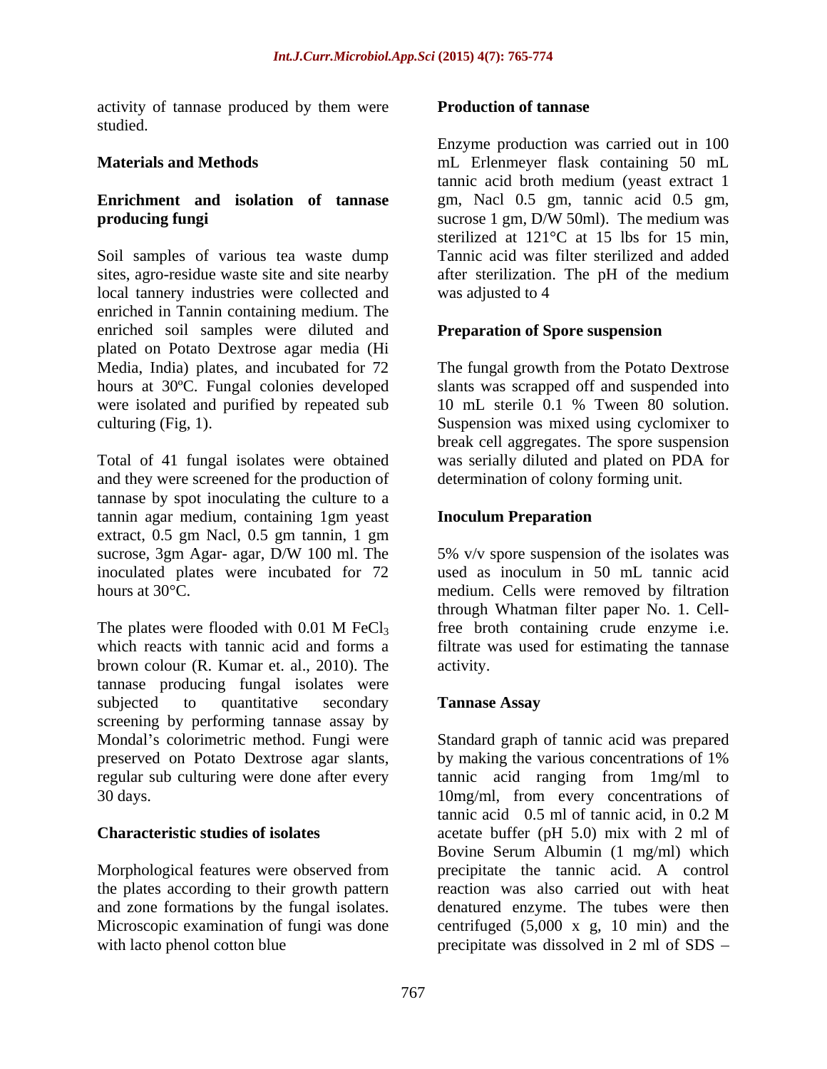activity of tannase produced by them were studied.

## Materials and Methods

### Enrichment and isolation of tannase producing fungi

Soil samples of various tea waste dump sites, agro-residue waste site and site nearby local tannery industries were collected and enriched in Tannin containing medium. The enriched soil samples were diluted and plated on Potato Dextrose agar media (Hi Media, India) plates, and incubated for 72 hours at 30ºC. Fungal colonies developed were isolated and purified by repeated sub culturing (Fig, 1).

Total of 41 fungal isolates were obtained and they were screened for the production of tannase by spot inoculating the culture to a tannin agar medium, containing 1gm yeast extract, 0.5 gm Nacl, 0.5 gm tannin, 1 gm sucrose, 3gm Agar- agar, D/W 100 ml. The inoculated plates were incubated for 72 hours at 30°C.

The plates were flooded with 0.01 M $FeCl_3$ which reacts with tannic acid and forms a brown colour (R. Kumar et. al., 2010). The tannase producing fungal isolates were subjected to quantitative secondary screening by performing tannase assay by Mondal's colorimetric method. Fungi were preserved on Potato Dextrose agar slants, regular sub culturing were done after every 30 days.

### Characteristic studies of isolates

Morphological features were observed from the plates according to their growth pattern and zone formations by the fungal isolates. Microscopic examination of fungi was done with lacto phenol cotton blue

### Production of tannase

Enzyme production was carried out in 100 mL Erlenmeyer flask containing 50 mL tannic acid broth medium (yeast extract 1 gm, Nacl 0.5 gm, tannic acid 0.5 gm, sucrose 1 gm, D/W 50ml). The medium was sterilized at 121°C at 15 lbs for 15 min, Tannic acid was filter sterilized and added after sterilization. The pH of the medium was adjusted to 4

### Preparation of Spore suspension

The fungal growth from the Potato Dextrose slants was scrapped off and suspended into 10 mL sterile 0.1 % Tween 80 solution. Suspension was mixed using cyclomixer to break cell aggregates. The spore suspension was serially diluted and plated on PDA for determination of colony forming unit.

### Inoculum Preparation

5% v/v spore suspension of the isolates was used as inoculum in 50 mL tannic acid medium. Cells were removed by filtration through Whatman filter paper No. 1. Cell-free broth containing crude enzyme i.e. filtrate was used for estimating the tannase activity.

### Tannase Assay

Standard graph of tannic acid was prepared by making the various concentrations of 1% tannic acid ranging from 1mg/ml to 10mg/ml, from every concentrations of tannic acid 0.5 ml of tannic acid, in 0.2 M acetate buffer (pH 5.0) mix with 2 ml of Bovine Serum Albumin (1 mg/ml) which precipitate the tannic acid. A control reaction was also carried out with heat denatured enzyme. The tubes were then centrifuged (5,000 x g, 10 min) and the precipitate was dissolved in 2 ml of SDS –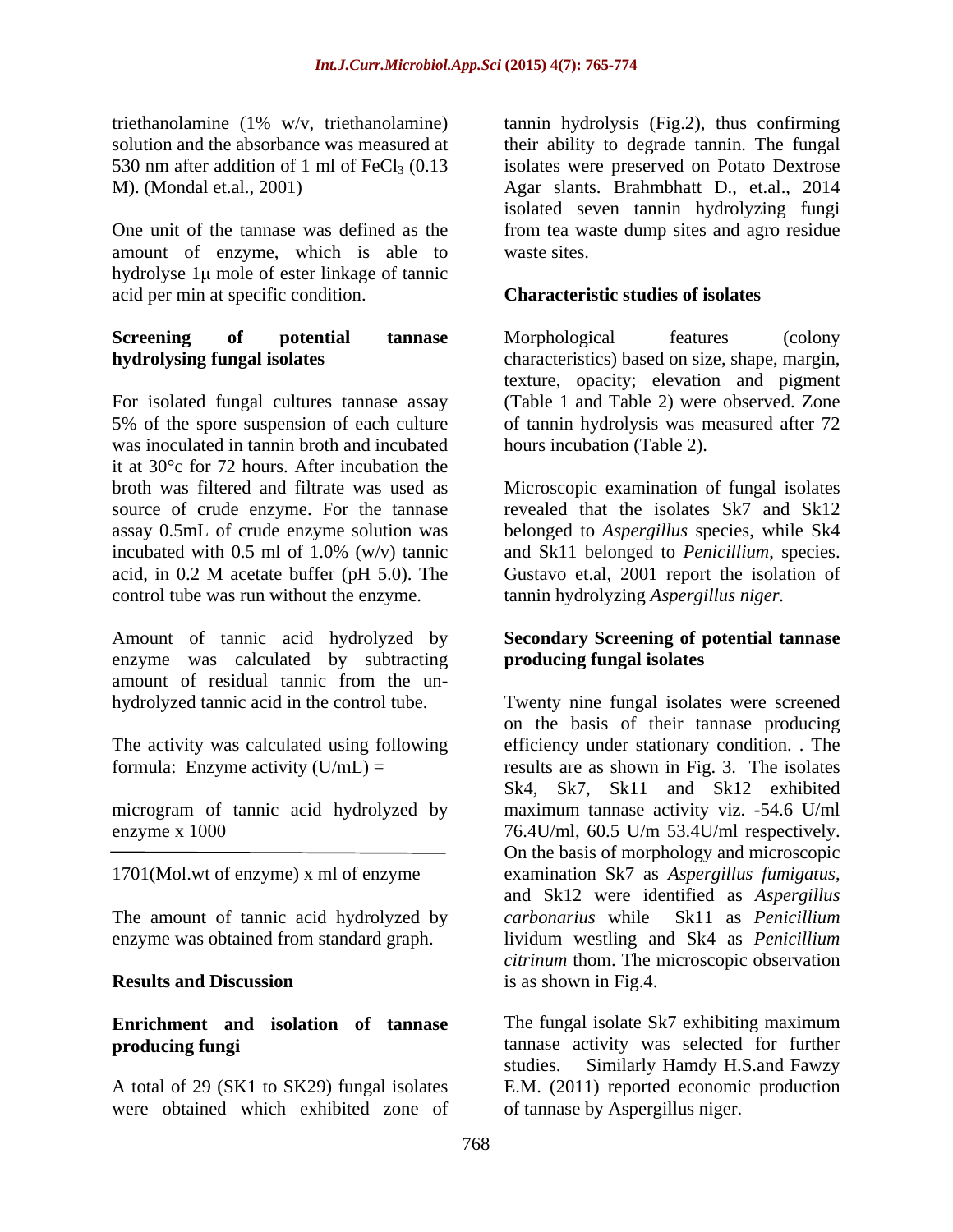triethanolamine (1% w/v, triethanolamine) solution and the absorbance was measured at 530 nm after addition of 1 ml of $FeCl_3$ (0.13 M). (Mondal et.al., 2001)

One unit of the tannase was defined as the amount of enzyme, which is able to hydrolyse 1μ mole of ester linkage of tannic acid per min at specific condition.

**Screening of potential tannase hydrolysing fungal isolates**

For isolated fungal cultures tannase assay 5% of the spore suspension of each culture was inoculated in tannin broth and incubated it at 30°c for 72 hours. After incubation the broth was filtered and filtrate was used as source of crude enzyme. For the tannase assay 0.5mL of crude enzyme solution was incubated with 0.5 ml of 1.0% (w/v) tannic acid, in 0.2 M acetate buffer (pH 5.0). The control tube was run without the enzyme.

Amount of tannic acid hydrolyzed by enzyme was calculated by subtracting amount of residual tannic from the un-hydrolyzed tannic acid in the control tube.

The activity was calculated using following formula: Enzyme activity (U/mL) =

$$\frac{\text{microgram of tannic acid hydrolyzed by enzyme} \times 1000}{1701(\text{Mol.wt of enzyme}) \times \text{ml of enzyme}}$$

The amount of tannic acid hydrolyzed by enzyme was obtained from standard graph.

**Results and Discussion**

**Enrichment and isolation of tannase producing fungi**

A total of 29 (SK1 to SK29) fungal isolates were obtained which exhibited zone of tannin hydrolysis (Fig.2), thus confirming their ability to degrade tannin. The fungal isolates were preserved on Potato Dextrose Agar slants. Brahmbhatt D., et.al., 2014 isolated seven tannin hydrolyzing fungi from tea waste dump sites and agro residue waste sites.

**Characteristic studies of isolates**

Morphological features (colony characteristics) based on size, shape, margin, texture, opacity; elevation and pigment (Table 1 and Table 2) were observed. Zone of tannin hydrolysis was measured after 72 hours incubation (Table 2).

Microscopic examination of fungal isolates revealed that the isolates Sk7 and Sk12 belonged to *Aspergillus* species, while Sk4 and Sk11 belonged to *Penicillium*, species. Gustavo et.al, 2001 report the isolation of tannin hydrolyzing *Aspergillus niger.*

**Secondary Screening of potential tannase producing fungal isolates**

Twenty nine fungal isolates were screened on the basis of their tannase producing efficiency under stationary condition. . The results are as shown in Fig. 3. The isolates Sk4, Sk7, Sk11 and Sk12 exhibited maximum tannase activity viz. -54.6 U/ml 76.4U/ml, 60.5 U/m 53.4U/ml respectively. On the basis of morphology and microscopic examination Sk7 as *Aspergillus fumigatus*, and Sk12 were identified as *Aspergillus carbonarius* while Sk11 as *Penicillium* lividum westling and Sk4 as *Penicillium citrinum* thom. The microscopic observation is as shown in Fig.4.

The fungal isolate Sk7 exhibiting maximum tannase activity was selected for further studies. Similarly Hamdy H.S.and Fawzy E.M. (2011) reported economic production of tannase by Aspergillus niger.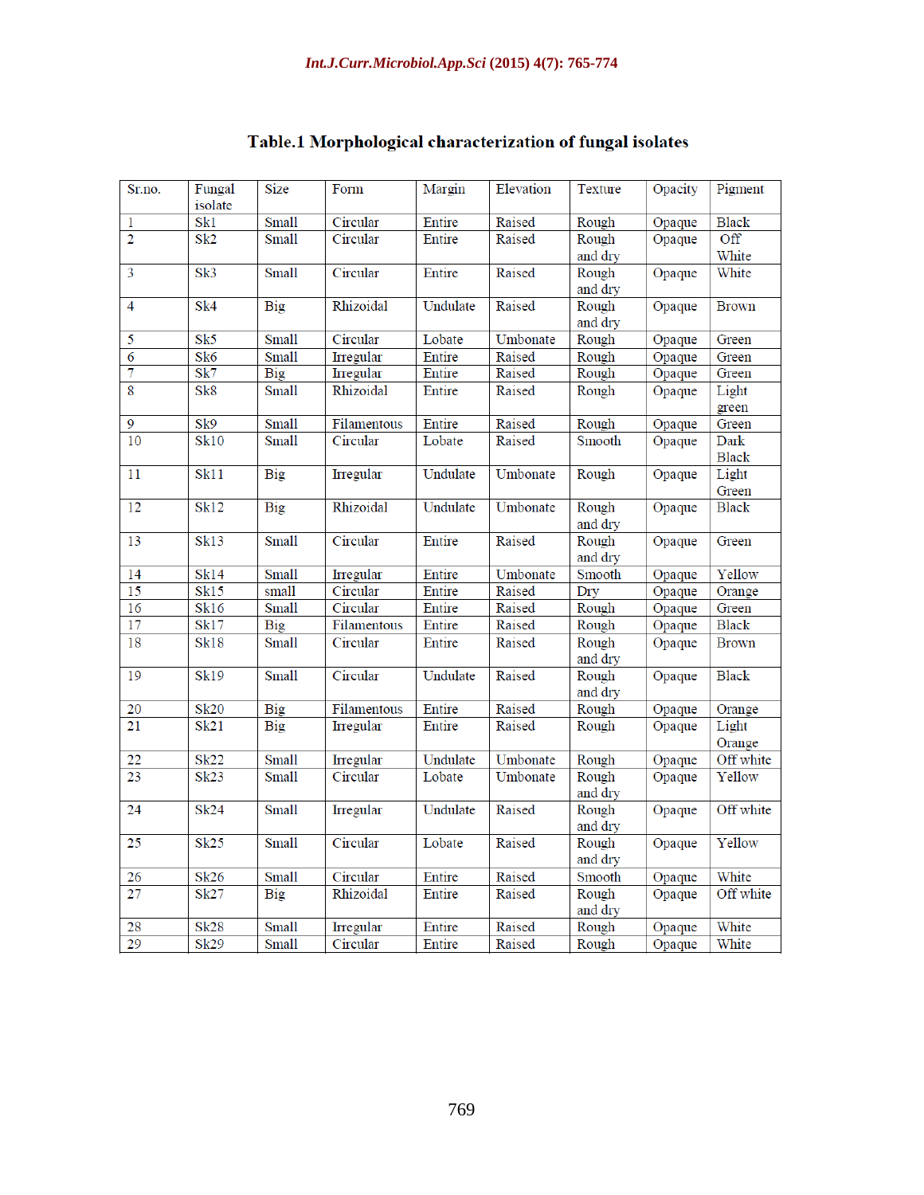**Table.1** Morphological characterization of fungal isolates

| Sr.no. | Fungal isolate | Size | Form | Margin | Elevation | Texture | Opacity | Pigment |
|---|---|---|---|---|---|---|---|---|
| 1 | Sk1 | Small | Circular | Entire | Raised | Rough | Opaque | Black |
| 2 | Sk2 | Small | Circular | Entire | Raised | Rough and dry | Opaque | Off White |
| 3 | Sk3 | Small | Circular | Entire | Raised | Rough and dry | Opaque | White |
| 4 | Sk4 | Big | Rhizoidal | Undulate | Raised | Rough and dry | Opaque | Brown |
| 5 | Sk5 | Small | Circular | Lobate | Umbonate | Rough | Opaque | Green |
| 6 | Sk6 | Small | Irregular | Entire | Raised | Rough | Opaque | Green |
| 7 | Sk7 | Big | Irregular | Entire | Raised | Rough | Opaque | Green |
| 8 | Sk8 | Small | Rhizoidal | Entire | Raised | Rough | Opaque | Light green |
| 9 | Sk9 | Small | Filamentous | Entire | Raised | Rough | Opaque | Green |
| 10 | Sk10 | Small | Circular | Lobate | Raised | Smooth | Opaque | Dark Black |
| 11 | Sk11 | Big | Irregular | Undulate | Umbonate | Rough | Opaque | Light Green |
| 12 | Sk12 | Big | Rhizoidal | Undulate | Umbonate | Rough and dry | Opaque | Black |
| 13 | Sk13 | Small | Circular | Entire | Raised | Rough and dry | Opaque | Green |
| 14 | Sk14 | Small | Irregular | Entire | Umbonate | Smooth | Opaque | Yellow |
| 15 | Sk15 | small | Circular | Entire | Raised | Dry | Opaque | Orange |
| 16 | Sk16 | Small | Circular | Entire | Raised | Rough | Opaque | Green |
| 17 | Sk17 | Big | Filamentous | Entire | Raised | Rough | Opaque | Black |
| 18 | Sk18 | Small | Circular | Entire | Raised | Rough and dry | Opaque | Brown |
| 19 | Sk19 | Small | Circular | Undulate | Raised | Rough and dry | Opaque | Black |
| 20 | Sk20 | Big | Filamentous | Entire | Raised | Rough | Opaque | Orange |
| 21 | Sk21 | Big | Irregular | Entire | Raised | Rough | Opaque | Light Orange |
| 22 | Sk22 | Small | Irregular | Undulate | Umbonate | Rough | Opaque | Off white |
| 23 | Sk23 | Small | Circular | Lobate | Umbonate | Rough and dry | Opaque | Yellow |
| 24 | Sk24 | Small | Irregular | Undulate | Raised | Rough and dry | Opaque | Off white |
| 25 | Sk25 | Small | Circular | Lobate | Raised | Rough and dry | Opaque | Yellow |
| 26 | Sk26 | Small | Circular | Entire | Raised | Smooth | Opaque | White |
| 27 | Sk27 | Big | Rhizoidal | Entire | Raised | Rough and dry | Opaque | Off white |
| 28 | Sk28 | Small | Irregular | Entire | Raised | Rough | Opaque | White |
| 29 | Sk29 | Small | Circular | Entire | Raised | Rough | Opaque | White |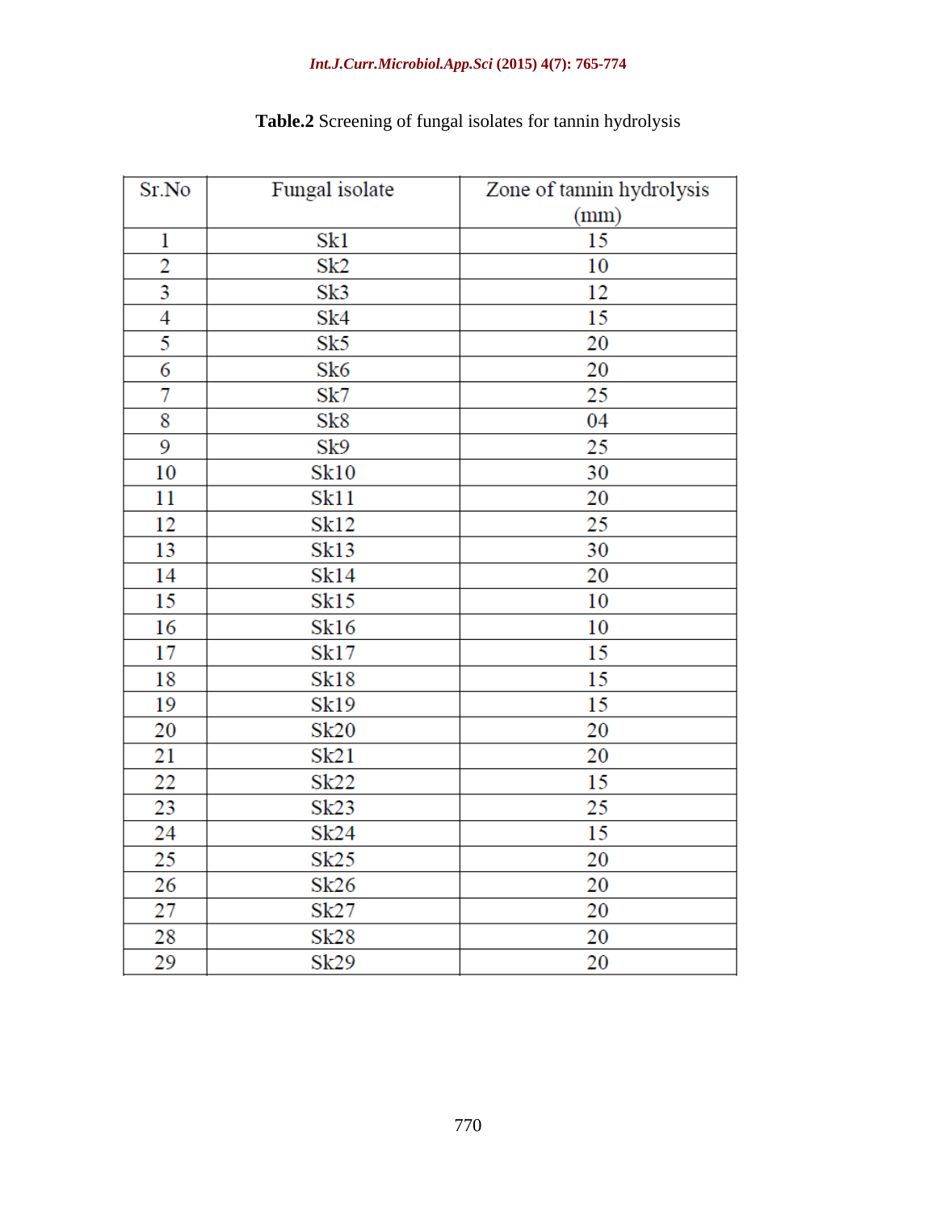**Table.2** Screening of fungal isolates for tannin hydrolysis

| Sr.No | Fungal isolate | Zone of tannin hydrolysis (mm) |
|---|---|---|
| 1 | Sk1 | 15 |
| 2 | Sk2 | 10 |
| 3 | Sk3 | 12 |
| 4 | Sk4 | 15 |
| 5 | Sk5 | 20 |
| 6 | Sk6 | 20 |
| 7 | Sk7 | 25 |
| 8 | Sk8 | 04 |
| 9 | Sk9 | 25 |
| 10 | Sk10 | 30 |
| 11 | Sk11 | 20 |
| 12 | Sk12 | 25 |
| 13 | Sk13 | 30 |
| 14 | Sk14 | 20 |
| 15 | Sk15 | 10 |
| 16 | Sk16 | 10 |
| 17 | Sk17 | 15 |
| 18 | Sk18 | 15 |
| 19 | Sk19 | 15 |
| 20 | Sk20 | 20 |
| 21 | Sk21 | 20 |
| 22 | Sk22 | 15 |
| 23 | Sk23 | 25 |
| 24 | Sk24 | 15 |
| 25 | Sk25 | 20 |
| 26 | Sk26 | 20 |
| 27 | Sk27 | 20 |
| 28 | Sk28 | 20 |
| 29 | Sk29 | 20 |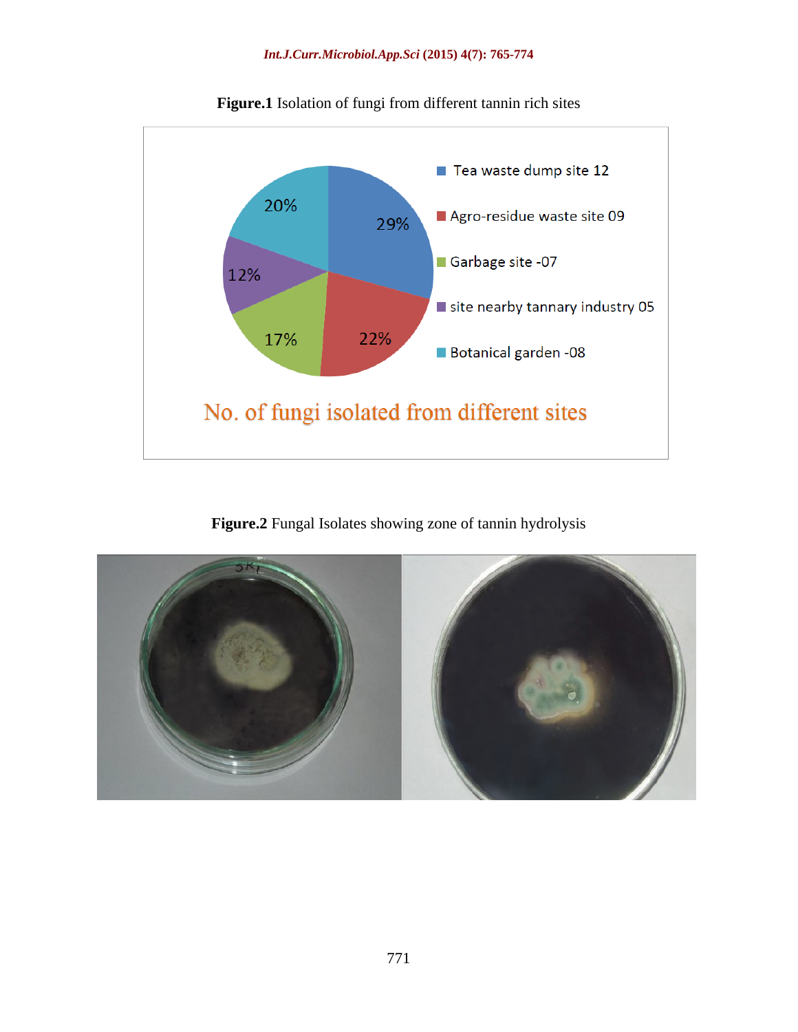**Figure.1** Isolation of fungi from different tannin rich sites

29%
22%
17%
12%
20%

Tea waste dump site 12
Agro-residue waste site 09
Garbage site -07
site nearby tannary industry 05
Botanical garden -08

No. of fungi isolated from different sites

**Figure.2** Fungal Isolates showing zone of tannin hydrolysis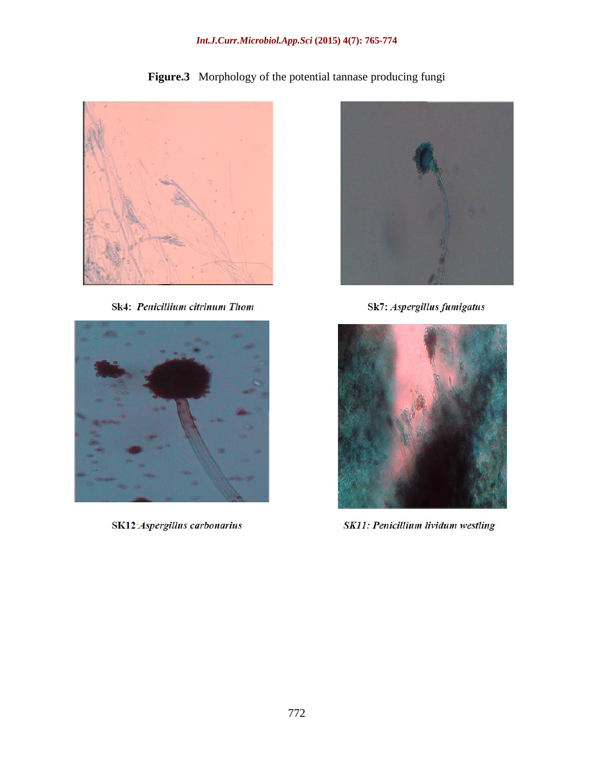**Figure.3** Morphology of the potential tannase producing fungi

**Sk4:** ***Penicillium citrinum Thom***

**Sk7:** ***Aspergillus fumigatus***

**SK12**:***Aspergillus carbonarius***

***SK11: Penicillium lividum westling***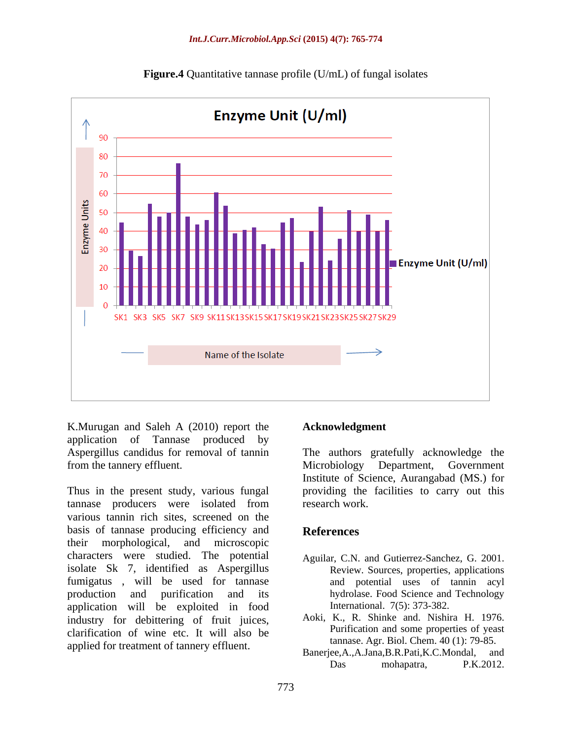**Figure.4** Quantitative tannase profile (U/mL) of fungal isolates

Enzyme Unit (U/ml)

Enzyme Units

90
80
70
60
50
40
30
20
10
0

SK1 SK3 SK5 SK7 SK9 SK11 SK13 SK15 SK17 SK19 SK21 SK23 SK25 SK27 SK29

Name of the Isolate

Enzyme Unit (U/ml)

K.Murugan and Saleh A (2010) report the application of Tannase produced by Aspergillus candidus for removal of tannin from the tannery effluent.

Thus in the present study, various fungal tannase producers were isolated from various tannin rich sites, screened on the basis of tannase producing efficiency and their morphological, and microscopic characters were studied. The potential isolate Sk 7, identified as Aspergillus fumigatus , will be used for tannase production and purification and its application will be exploited in food industry for debittering of fruit juices, clarification of wine etc. It will also be applied for treatment of tannery effluent.

## Acknowledgment

The authors gratefully acknowledge the Microbiology Department, Government Institute of Science, Aurangabad (MS.) for providing the facilities to carry out this research work.

## References

Aguilar, C.N. and Gutierrez-Sanchez, G. 2001. Review. Sources, properties, applications and potential uses of tannin acyl hydrolase. Food Science and Technology International. 7(5): 373-382.

Aoki, K., R. Shinke and. Nishira H. 1976. Purification and some properties of yeast tannase. Agr. Biol. Chem. 40 (1): 79-85.

Banerjee,A.,A.Jana,B.R.Pati,K.C.Mondal, and Das mohapatra, P.K.2012.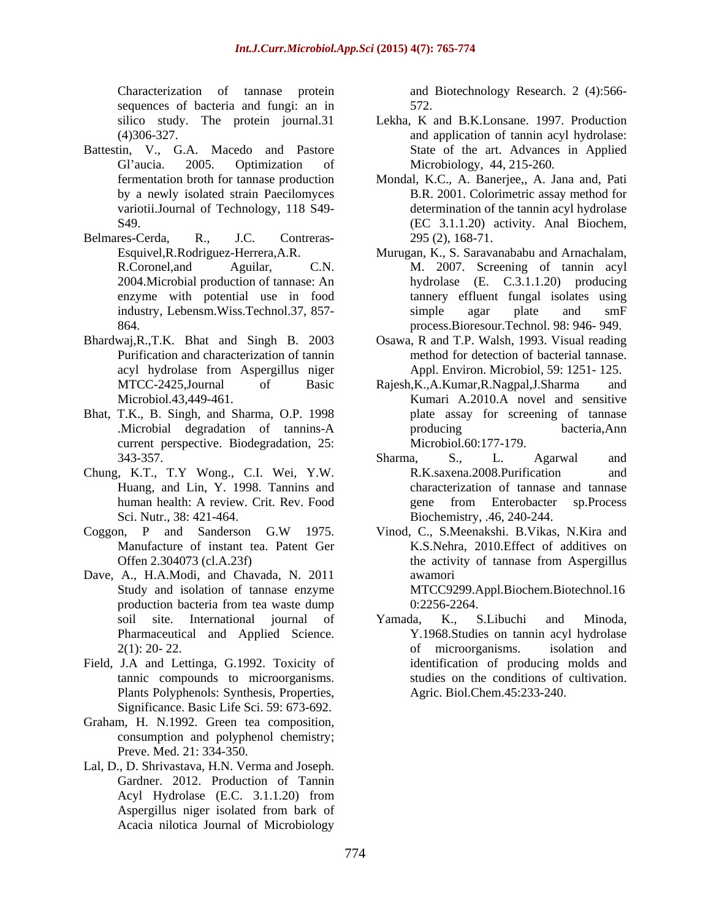Characterization of tannase protein sequences of bacteria and fungi: an in silico study. The protein journal.31 (4)306-327.

Battestin, V., G.A. Macedo and Pastore Gl'aucia. 2005. Optimization of fermentation broth for tannase production by a newly isolated strain Paecilomyces variotii.Journal of Technology, 118 S49-S49.

Belmares-Cerda, R., J.C. Contreras-Esquivel,R.Rodriguez-Herrera,A.R. R.Coronel,and Aguilar, C.N. 2004.Microbial production of tannase: An enzyme with potential use in food industry, Lebensm.Wiss.Technol.37, 857-864.

Bhardwaj,R.,T.K. Bhat and Singh B. 2003 Purification and characterization of tannin acyl hydrolase from Aspergillus niger MTCC-2425,Journal of Basic Microbiol.43,449-461.

Bhat, T.K., B. Singh, and Sharma, O.P. 1998 .Microbial degradation of tannins-A current perspective. Biodegradation, 25: 343-357.

Chung, K.T., T.Y Wong., C.I. Wei, Y.W. Huang, and Lin, Y. 1998. Tannins and human health: A review. Crit. Rev. Food Sci. Nutr., 38: 421-464.

Coggon, P and Sanderson G.W 1975. Manufacture of instant tea. Patent Ger Offen 2.304073 (cl.A.23f)

Dave, A., H.A.Modi, and Chavada, N. 2011 Study and isolation of tannase enzyme production bacteria from tea waste dump soil site. International journal of Pharmaceutical and Applied Science. 2(1): 20- 22.

Field, J.A and Lettinga, G.1992. Toxicity of tannic compounds to microorganisms. Plants Polyphenols: Synthesis, Properties, Significance. Basic Life Sci. 59: 673-692.

Graham, H. N.1992. Green tea composition, consumption and polyphenol chemistry; Preve. Med. 21: 334-350.

Lal, D., D. Shrivastava, H.N. Verma and Joseph. Gardner. 2012. Production of Tannin Acyl Hydrolase (E.C. 3.1.1.20) from Aspergillus niger isolated from bark of Acacia nilotica Journal of Microbiology and Biotechnology Research. 2 (4):566-572.

Lekha, K and B.K.Lonsane. 1997. Production and application of tannin acyl hydrolase: State of the art. Advances in Applied Microbiology, 44, 215-260.

Mondal, K.C., A. Banerjee,, A. Jana and, Pati B.R. 2001. Colorimetric assay method for determination of the tannin acyl hydrolase (EC 3.1.1.20) activity. Anal Biochem, 295 (2), 168-71.

Murugan, K., S. Saravanababu and Arnachalam, M. 2007. Screening of tannin acyl hydrolase (E. C.3.1.1.20) producing tannery effluent fungal isolates using simple agar plate and smF process.Bioresour.Technol. 98: 946- 949.

Osawa, R and T.P. Walsh, 1993. Visual reading method for detection of bacterial tannase. Appl. Environ. Microbiol, 59: 1251- 125.

Rajesh,K.,A.Kumar,R.Nagpal,J.Sharma and Kumari A.2010.A novel and sensitive plate assay for screening of tannase producing bacteria,Ann Microbiol.60:177-179.

Sharma, S., L. Agarwal and R.K.saxena.2008.Purification and characterization of tannase and tannase gene from Enterobacter sp.Process Biochemistry, .46, 240-244.

Vinod, C., S.Meenakshi. B.Vikas, N.Kira and K.S.Nehra, 2010.Effect of additives on the activity of tannase from Aspergillus awamori MTCC9299.Appl.Biochem.Biotechnol.160:2256-2264.

Yamada, K., S.Libuchi and Minoda, Y.1968.Studies on tannin acyl hydrolase of microorganisms. isolation and identification of producing molds and studies on the conditions of cultivation. Agric. Biol.Chem.45:233-240.